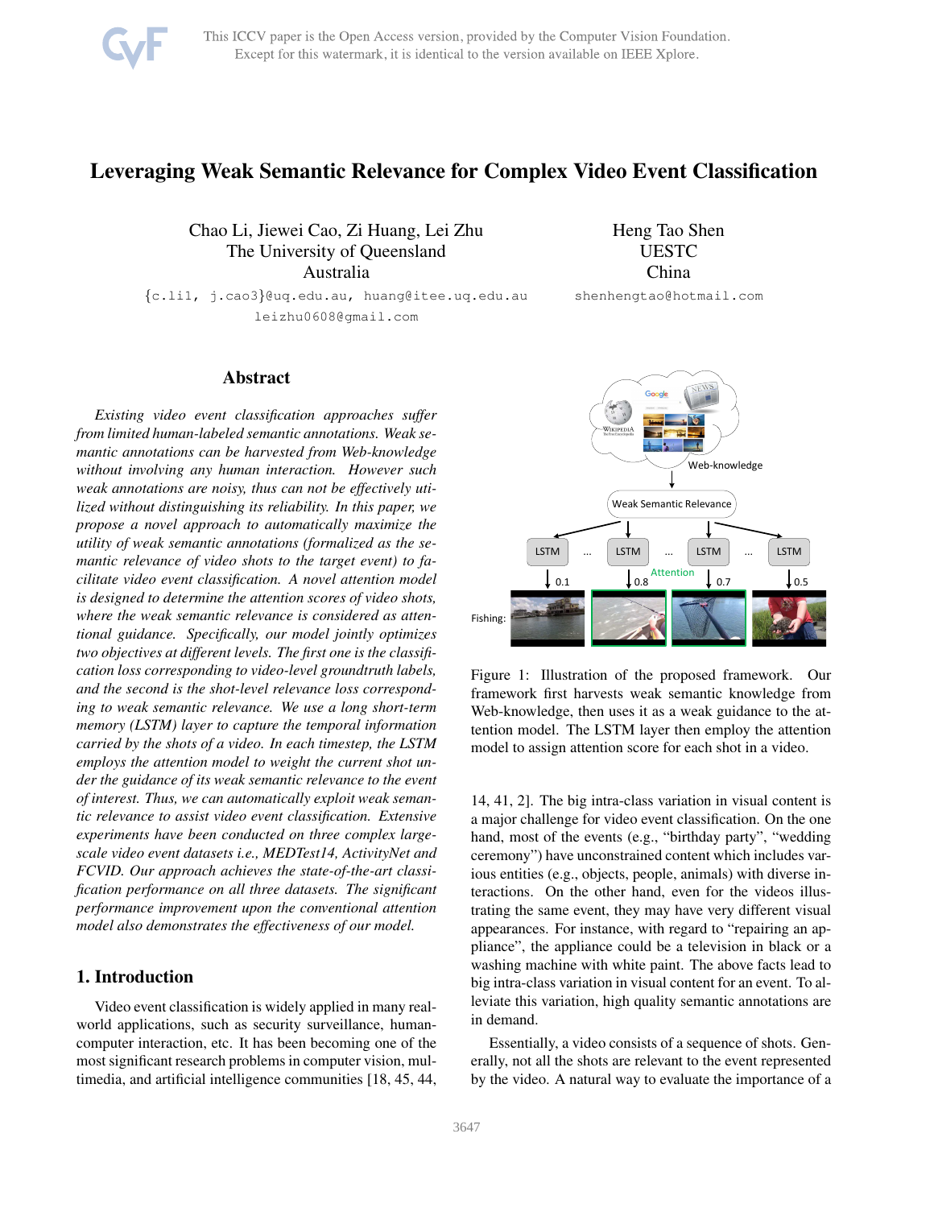# Leveraging Weak Semantic Relevance for Complex Video Event Classification

Chao Li, Jiewei Cao, Zi Huang, Lei Zhu
The University of Queensland
Australia
{c.li1, j.cao3}@uq.edu.au, huang@itee.uq.edu.au
leizhu0608@gmail.com

Heng Tao Shen
UESTC
China
shenhengtao@hotmail.com

## Abstract

*Existing video event classification approaches suffer from limited human-labeled semantic annotations. Weak semantic annotations can be harvested from Web-knowledge without involving any human interaction. However such weak annotations are noisy, thus can not be effectively utilized without distinguishing its reliability. In this paper, we propose a novel approach to automatically maximize the utility of weak semantic annotations (formalized as the semantic relevance of video shots to the target event) to facilitate video event classification. A novel attention model is designed to determine the attention scores of video shots, where the weak semantic relevance is considered as attentional guidance. Specifically, our model jointly optimizes two objectives at different levels. The first one is the classification loss corresponding to video-level groundtruth labels, and the second is the shot-level relevance loss corresponding to weak semantic relevance. We use a long short-term memory (LSTM) layer to capture the temporal information carried by the shots of a video. In each timestep, the LSTM employs the attention model to weight the current shot under the guidance of its weak semantic relevance to the event of interest. Thus, we can automatically exploit weak semantic relevance to assist video event classification. Extensive experiments have been conducted on three complex large-scale video event datasets i.e., MEDTest14, ActivityNet and FCVID. Our approach achieves the state-of-the-art classification performance on all three datasets. The significant performance improvement upon the conventional attention model also demonstrates the effectiveness of our model.*

## 1. Introduction

Video event classification is widely applied in many real-world applications, such as security surveillance, human-computer interaction, etc. It has been becoming one of the most significant research problems in computer vision, multimedia, and artificial intelligence communities [18, 45, 44, 14, 41, 2]. The big intra-class variation in visual content is a major challenge for video event classification. On the one hand, most of the events (e.g., "birthday party", "wedding ceremony") have unconstrained content which includes various entities (e.g., objects, people, animals) with diverse interactions. On the other hand, even for the videos illustrating the same event, they may have very different visual appearances. For instance, with regard to "repairing an appliance", the appliance could be a television in black or a washing machine with white paint. The above facts lead to big intra-class variation in visual content for an event. To alleviate this variation, high quality semantic annotations are in demand.

Web-knowledge
Weak Semantic Relevance
LSTM ... LSTM ... LSTM ... LSTM
0.1 0.8 Attention 0.7 0.5
Fishing:

Figure 1: Illustration of the proposed framework. Our framework first harvests weak semantic knowledge from Web-knowledge, then uses it as a weak guidance to the attention model. The LSTM layer then employ the attention model to assign attention score for each shot in a video.

Essentially, a video consists of a sequence of shots. Generally, not all the shots are relevant to the event represented by the video. A natural way to evaluate the importance of a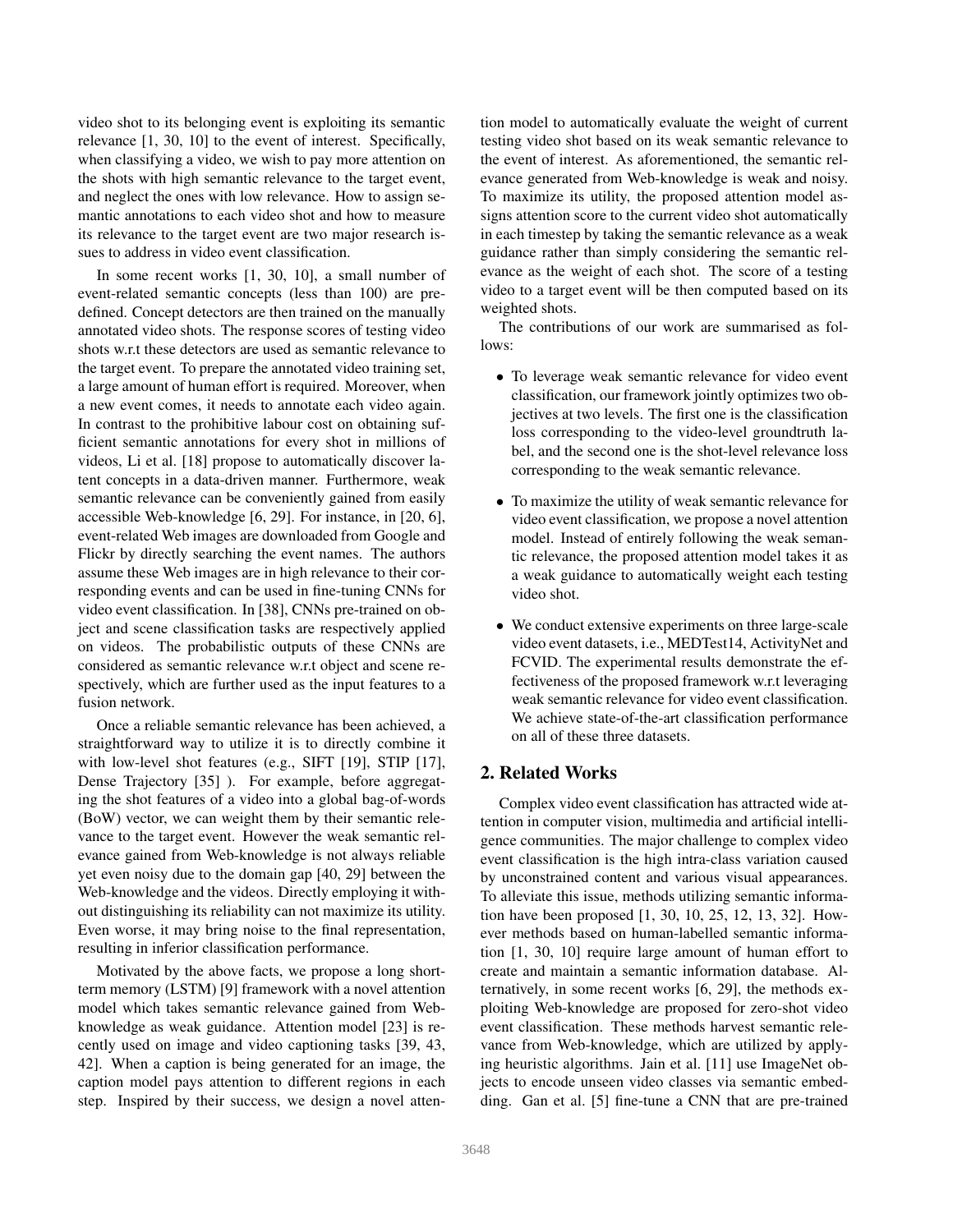video shot to its belonging event is exploiting its semantic relevance [1, 30, 10] to the event of interest. Specifically, when classifying a video, we wish to pay more attention on the shots with high semantic relevance to the target event, and neglect the ones with low relevance. How to assign semantic annotations to each video shot and how to measure its relevance to the target event are two major research issues to address in video event classification.

In some recent works [1, 30, 10], a small number of event-related semantic concepts (less than 100) are predefined. Concept detectors are then trained on the manually annotated video shots. The response scores of testing video shots w.r.t these detectors are used as semantic relevance to the target event. To prepare the annotated video training set, a large amount of human effort is required. Moreover, when a new event comes, it needs to annotate each video again. In contrast to the prohibitive labour cost on obtaining sufficient semantic annotations for every shot in millions of videos, Li et al. [18] propose to automatically discover latent concepts in a data-driven manner. Furthermore, weak semantic relevance can be conveniently gained from easily accessible Web-knowledge [6, 29]. For instance, in [20, 6], event-related Web images are downloaded from Google and Flickr by directly searching the event names. The authors assume these Web images are in high relevance to their corresponding events and can be used in fine-tuning CNNs for video event classification. In [38], CNNs pre-trained on object and scene classification tasks are respectively applied on videos. The probabilistic outputs of these CNNs are considered as semantic relevance w.r.t object and scene respectively, which are further used as the input features to a fusion network.

Once a reliable semantic relevance has been achieved, a straightforward way to utilize it is to directly combine it with low-level shot features (e.g., SIFT [19], STIP [17], Dense Trajectory [35] ). For example, before aggregating the shot features of a video into a global bag-of-words (BoW) vector, we can weight them by their semantic relevance to the target event. However the weak semantic relevance gained from Web-knowledge is not always reliable yet even noisy due to the domain gap [40, 29] between the Web-knowledge and the videos. Directly employing it without distinguishing its reliability can not maximize its utility. Even worse, it may bring noise to the final representation, resulting in inferior classification performance.

Motivated by the above facts, we propose a long short-term memory (LSTM) [9] framework with a novel attention model which takes semantic relevance gained from Web-knowledge as weak guidance. Attention model [23] is recently used on image and video captioning tasks [39, 43, 42]. When a caption is being generated for an image, the caption model pays attention to different regions in each step. Inspired by their success, we design a novel attention model to automatically evaluate the weight of current testing video shot based on its weak semantic relevance to the event of interest. As aforementioned, the semantic relevance generated from Web-knowledge is weak and noisy. To maximize its utility, the proposed attention model assigns attention score to the current video shot automatically in each timestep by taking the semantic relevance as a weak guidance rather than simply considering the semantic relevance as the weight of each shot. The score of a testing video to a target event will be then computed based on its weighted shots.

The contributions of our work are summarised as follows:

- To leverage weak semantic relevance for video event classification, our framework jointly optimizes two objectives at two levels. The first one is the classification loss corresponding to the video-level groundtruth label, and the second one is the shot-level relevance loss corresponding to the weak semantic relevance.
- To maximize the utility of weak semantic relevance for video event classification, we propose a novel attention model. Instead of entirely following the weak semantic relevance, the proposed attention model takes it as a weak guidance to automatically weight each testing video shot.
- We conduct extensive experiments on three large-scale video event datasets, i.e., MEDTest14, ActivityNet and FCVID. The experimental results demonstrate the effectiveness of the proposed framework w.r.t leveraging weak semantic relevance for video event classification. We achieve state-of-the-art classification performance on all of these three datasets.

## 2. Related Works

Complex video event classification has attracted wide attention in computer vision, multimedia and artificial intelligence communities. The major challenge to complex video event classification is the high intra-class variation caused by unconstrained content and various visual appearances. To alleviate this issue, methods utilizing semantic information have been proposed [1, 30, 10, 25, 12, 13, 32]. However methods based on human-labelled semantic information [1, 30, 10] require large amount of human effort to create and maintain a semantic information database. Alternatively, in some recent works [6, 29], the methods exploiting Web-knowledge are proposed for zero-shot video event classification. These methods harvest semantic relevance from Web-knowledge, which are utilized by applying heuristic algorithms. Jain et al. [11] use ImageNet objects to encode unseen video classes via semantic embedding. Gan et al. [5] fine-tune a CNN that are pre-trained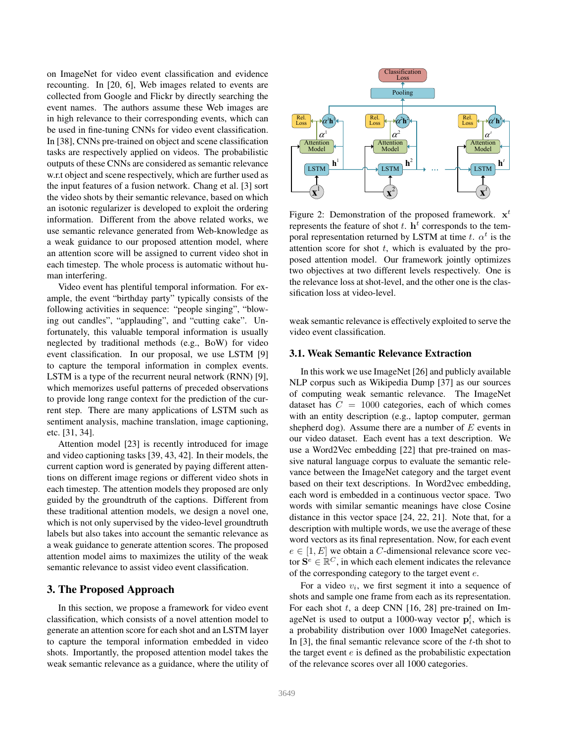on ImageNet for video event classification and evidence recounting. In [20, 6], Web images related to events are collected from Google and Flickr by directly searching the event names. The authors assume these Web images are in high relevance to their corresponding events, which can be used in fine-tuning CNNs for video event classification. In [38], CNNs pre-trained on object and scene classification tasks are respectively applied on videos. The probabilistic outputs of these CNNs are considered as semantic relevance w.r.t object and scene respectively, which are further used as the input features of a fusion network. Chang et al. [3] sort the video shots by their semantic relevance, based on which an isotonic regularizer is developed to exploit the ordering information. Different from the above related works, we use semantic relevance generated from Web-knowledge as a weak guidance to our proposed attention model, where an attention score will be assigned to current video shot in each timestep. The whole process is automatic without human interfering.

Video event has plentiful temporal information. For example, the event "birthday party" typically consists of the following activities in sequence: "people singing", "blowing out candles", "applauding", and "cutting cake". Unfortunately, this valuable temporal information is usually neglected by traditional methods (e.g., BoW) for video event classification. In our proposal, we use LSTM [9] to capture the temporal information in complex events. LSTM is a type of the recurrent neural network (RNN) [9], which memorizes useful patterns of preceded observations to provide long range context for the prediction of the current step. There are many applications of LSTM such as sentiment analysis, machine translation, image captioning, etc. [31, 34].

Attention model [23] is recently introduced for image and video captioning tasks [39, 43, 42]. In their models, the current caption word is generated by paying different attentions on different image regions or different video shots in each timestep. The attention models they proposed are only guided by the groundtruth of the captions. Different from these traditional attention models, we design a novel one, which is not only supervised by the video-level groundtruth labels but also takes into account the semantic relevance as a weak guidance to generate attention scores. The proposed attention model aims to maximizes the utility of the weak semantic relevance to assist video event classification.

## 3. The Proposed Approach

In this section, we propose a framework for video event classification, which consists of a novel attention model to generate an attention score for each shot and an LSTM layer to capture the temporal information embedded in video shots. Importantly, the proposed attention model takes the weak semantic relevance as a guidance, where the utility of weak semantic relevance is effectively exploited to serve the video event classification.

Classification Loss
Pooling
Rel. Loss
$\alpha^1\mathbf{h}^1$
$\alpha^1$
Attention Model
LSTM
$\mathbf{h}^1$
$\mathbf{x}^1$
Rel. Loss
$\alpha^2\mathbf{h}^2$
$\alpha^2$
Attention Model
LSTM
$\mathbf{h}^2$
$\mathbf{x}^2$
...
Rel. Loss
$\alpha^t\mathbf{h}^t$
$\alpha^t$
Attention Model
LSTM
$\mathbf{h}^t$
$\mathbf{x}^t$

Figure 2: Demonstration of the proposed framework. $\mathbf{x}^t$ represents the feature of shot $t$. $\mathbf{h}^t$ corresponds to the temporal representation returned by LSTM at time $t$. $\alpha^t$ is the attention score for shot $t$, which is evaluated by the proposed attention model. Our framework jointly optimizes two objectives at two different levels respectively. One is the relevance loss at shot-level, and the other one is the classification loss at video-level.

### 3.1. Weak Semantic Relevance Extraction

In this work we use ImageNet [26] and publicly available NLP corpus such as Wikipedia Dump [37] as our sources of computing weak semantic relevance. The ImageNet dataset has $C = 1000$ categories, each of which comes with an entity description (e.g., laptop computer, german shepherd dog). Assume there are a number of $E$ events in our video dataset. Each event has a text description. We use a Word2Vec embedding [22] that pre-trained on massive natural language corpus to evaluate the semantic relevance between the ImageNet category and the target event based on their text descriptions. In Word2vec embedding, each word is embedded in a continuous vector space. Two words with similar semantic meanings have close Cosine distance in this vector space [24, 22, 21]. Note that, for a description with multiple words, we use the average of these word vectors as its final representation. Now, for each event $e \in [1, E]$ we obtain a $C$-dimensional relevance score vector $\mathbf{S}^e \in \mathbb{R}^C$, in which each element indicates the relevance of the corresponding category to the target event $e$.

For a video $v_i$, we first segment it into a sequence of shots and sample one frame from each as its representation. For each shot $t$, a deep CNN [16, 28] pre-trained on ImageNet is used to output a 1000-way vector $\mathbf{p}_i^t$, which is a probability distribution over 1000 ImageNet categories. In [3], the final semantic relevance score of the $t$-th shot to the target event $e$ is defined as the probabilistic expectation of the relevance scores over all 1000 categories.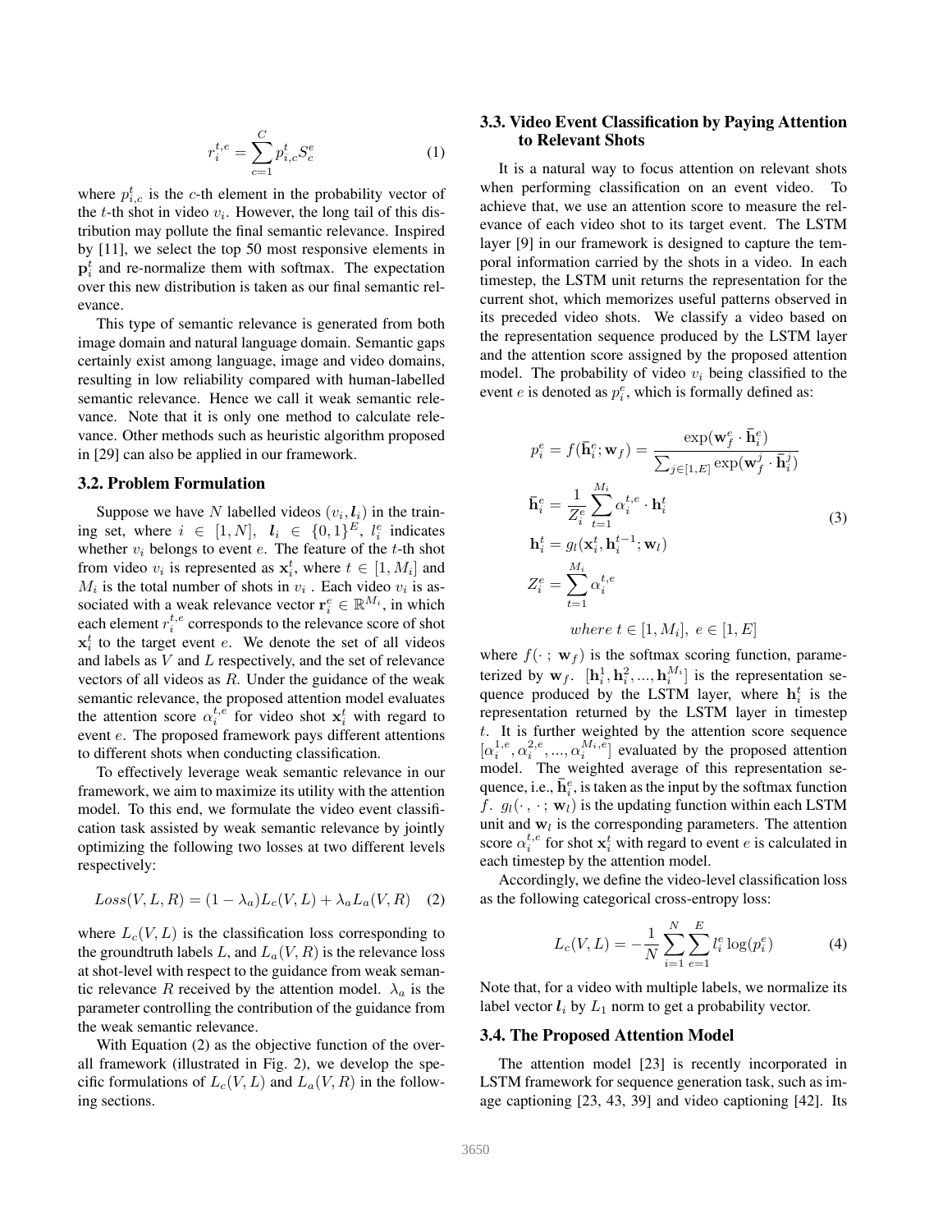$$r_i^{t,e} = \sum_{c=1}^{C} p_{i,c}^t S_c^e \tag{1}$$

where $p_{i,c}^t$ is the $c$-th element in the probability vector of the $t$-th shot in video $v_i$. However, the long tail of this distribution may pollute the final semantic relevance. Inspired by [11], we select the top 50 most responsive elements in $\mathbf{p}_i^t$ and re-normalize them with softmax. The expectation over this new distribution is taken as our final semantic relevance.

This type of semantic relevance is generated from both image domain and natural language domain. Semantic gaps certainly exist among language, image and video domains, resulting in low reliability compared with human-labelled semantic relevance. Hence we call it weak semantic relevance. Note that it is only one method to calculate relevance. Other methods such as heuristic algorithm proposed in [29] can also be applied in our framework.

### 3.2. Problem Formulation

Suppose we have $N$ labelled videos $(v_i, \boldsymbol{l}_i)$ in the training set, where $i \in [1, N]$, $\boldsymbol{l}_i \in \{0,1\}^E$, $l_i^e$ indicates whether $v_i$ belongs to event $e$. The feature of the $t$-th shot from video $v_i$ is represented as $\mathbf{x}_i^t$, where $t \in [1, M_i]$ and $M_i$ is the total number of shots in $v_i$. Each video $v_i$ is associated with a weak relevance vector $\mathbf{r}_i^e \in \mathbb{R}^{M_i}$, in which each element $r_i^{t,e}$ corresponds to the relevance score of shot $\mathbf{x}_i^t$ to the target event $e$. We denote the set of all videos and labels as $V$ and $L$ respectively, and the set of relevance vectors of all videos as $R$. Under the guidance of the weak semantic relevance, the proposed attention model evaluates the attention score $\alpha_i^{t,e}$ for video shot $\mathbf{x}_i^t$ with regard to event $e$. The proposed framework pays different attentions to different shots when conducting classification.

To effectively leverage weak semantic relevance in our framework, we aim to maximize its utility with the attention model. To this end, we formulate the video event classification task assisted by weak semantic relevance by jointly optimizing the following two losses at two different levels respectively:

$$Loss(V, L, R) = (1 - \lambda_a)L_c(V, L) + \lambda_a L_a(V, R) \tag{2}$$

where $L_c(V, L)$ is the classification loss corresponding to the groundtruth labels $L$, and $L_a(V, R)$ is the relevance loss at shot-level with respect to the guidance from weak semantic relevance $R$ received by the attention model. $\lambda_a$ is the parameter controlling the contribution of the guidance from the weak semantic relevance.

With Equation (2) as the objective function of the overall framework (illustrated in Fig. 2), we develop the specific formulations of $L_c(V, L)$ and $L_a(V, R)$ in the following sections.

### 3.3. Video Event Classification by Paying Attention to Relevant Shots

It is a natural way to focus attention on relevant shots when performing classification on an event video. To achieve that, we use an attention score to measure the relevance of each video shot to its target event. The LSTM layer [9] in our framework is designed to capture the temporal information carried by the shots in a video. In each timestep, the LSTM unit returns the representation for the current shot, which memorizes useful patterns observed in its preceded video shots. We classify a video based on the representation sequence produced by the LSTM layer and the attention score assigned by the proposed attention model. The probability of video $v_i$ being classified to the event $e$ is denoted as $p_i^e$, which is formally defined as:

$$\begin{aligned}
p_i^e &= f(\bar{\mathbf{h}}_i^e; \mathbf{w}_f) = \frac{\exp(\mathbf{w}_f^e \cdot \bar{\mathbf{h}}_i^e)}{\sum_{j \in [1,E]} \exp(\mathbf{w}_f^j \cdot \bar{\mathbf{h}}_i^j)} \\
\bar{\mathbf{h}}_i^e &= \frac{1}{Z_i^e} \sum_{t=1}^{M_i} \alpha_i^{t,e} \cdot \mathbf{h}_i^t \\
\mathbf{h}_i^t &= g_l(\mathbf{x}_i^t, \mathbf{h}_i^{t-1}; \mathbf{w}_l) \\
Z_i^e &= \sum_{t=1}^{M_i} \alpha_i^{t,e} \\
& \quad where\ t \in [1, M_i],\ e \in [1, E]
\end{aligned} \tag{3}$$

where $f(\cdot\ ; \mathbf{w}_f)$ is the softmax scoring function, parameterized by $\mathbf{w}_f$. $[\mathbf{h}_i^1, \mathbf{h}_i^2, ..., \mathbf{h}_i^{M_i}]$ is the representation sequence produced by the LSTM layer, where $\mathbf{h}_i^t$ is the representation returned by the LSTM layer in timestep $t$. It is further weighted by the attention score sequence $[\alpha_i^{1,e}, \alpha_i^{2,e}, ..., \alpha_i^{M_i,e}]$ evaluated by the proposed attention model. The weighted average of this representation sequence, i.e., $\bar{\mathbf{h}}_i^e$, is taken as the input by the softmax function $f$. $g_l(\cdot\ , \cdot\ ; \mathbf{w}_l)$ is the updating function within each LSTM unit and $\mathbf{w}_l$ is the corresponding parameters. The attention score $\alpha_i^{t,e}$ for shot $\mathbf{x}_i^t$ with regard to event $e$ is calculated in each timestep by the attention model.

Accordingly, we define the video-level classification loss as the following categorical cross-entropy loss:

$$L_c(V, L) = -\frac{1}{N} \sum_{i=1}^{N} \sum_{e=1}^{E} l_i^e \log(p_i^e) \tag{4}$$

Note that, for a video with multiple labels, we normalize its label vector $\boldsymbol{l}_i$ by $L_1$ norm to get a probability vector.

### 3.4. The Proposed Attention Model

The attention model [23] is recently incorporated in LSTM framework for sequence generation task, such as image captioning [23, 43, 39] and video captioning [42]. Its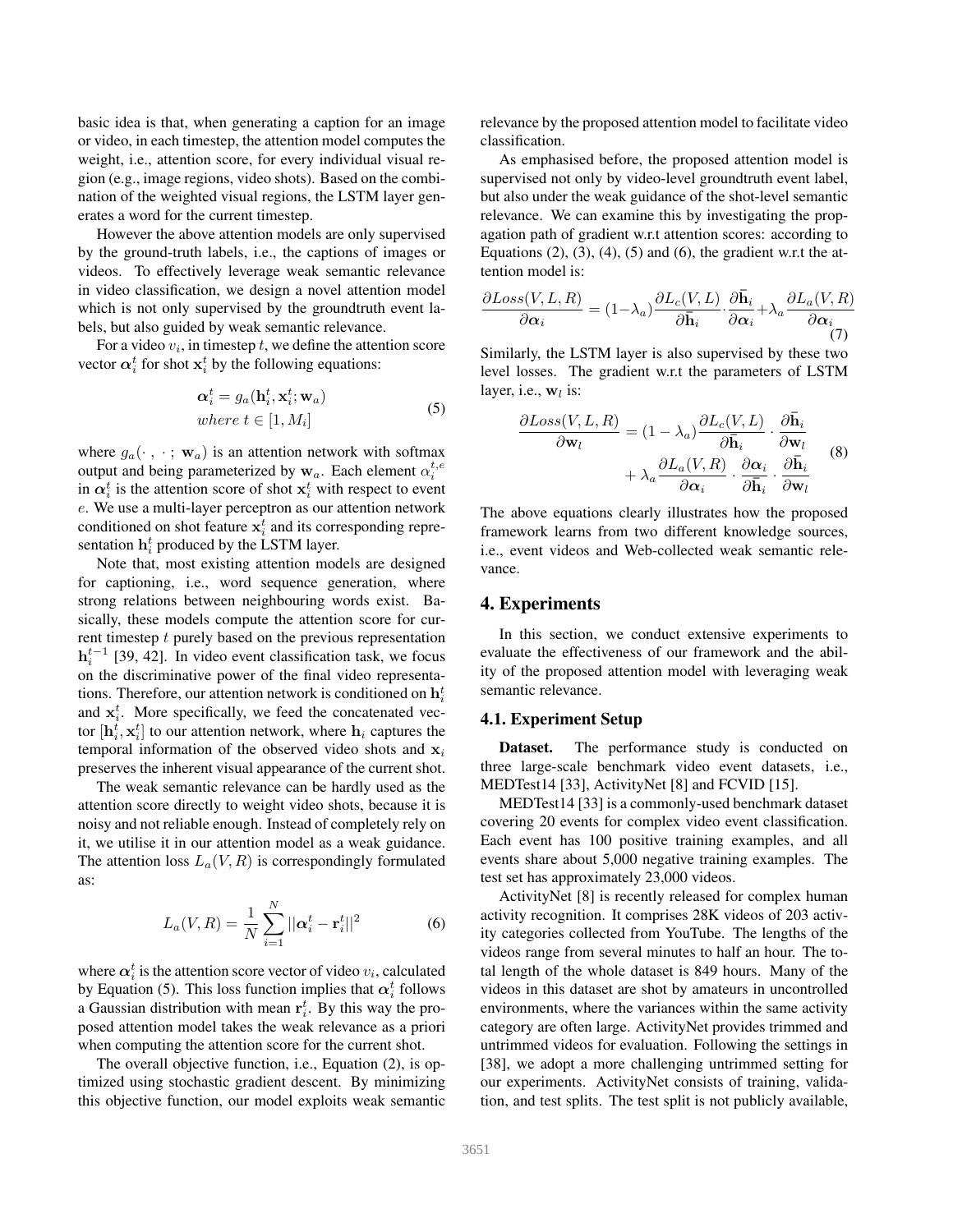basic idea is that, when generating a caption for an image or video, in each timestep, the attention model computes the weight, i.e., attention score, for every individual visual region (e.g., image regions, video shots). Based on the combination of the weighted visual regions, the LSTM layer generates a word for the current timestep.

However the above attention models are only supervised by the ground-truth labels, i.e., the captions of images or videos. To effectively leverage weak semantic relevance in video classification, we design a novel attention model which is not only supervised by the groundtruth event labels, but also guided by weak semantic relevance.

For a video $v_i$, in timestep $t$, we define the attention score vector $\boldsymbol{\alpha}_i^t$ for shot $\mathbf{x}_i^t$ by the following equations:

$$
\begin{aligned}
&\boldsymbol{\alpha}_i^t = g_a(\mathbf{h}_i^t, \mathbf{x}_i^t; \mathbf{w}_a) \\
&where\ t \in [1, M_i]
\end{aligned}
\tag{5}
$$

where $g_a(\cdot\ ,\ \cdot\ ;\ \mathbf{w}_a)$ is an attention network with softmax output and being parameterized by $\mathbf{w}_a$. Each element $\alpha_i^{t,e}$ in $\boldsymbol{\alpha}_i^t$ is the attention score of shot $\mathbf{x}_i^t$ with respect to event $e$. We use a multi-layer perceptron as our attention network conditioned on shot feature $\mathbf{x}_i^t$ and its corresponding representation $\mathbf{h}_i^t$ produced by the LSTM layer.

Note that, most existing attention models are designed for captioning, i.e., word sequence generation, where strong relations between neighbouring words exist. Basically, these models compute the attention score for current timestep $t$ purely based on the previous representation $\mathbf{h}_i^{t-1}$ [39, 42]. In video event classification task, we focus on the discriminative power of the final video representations. Therefore, our attention network is conditioned on $\mathbf{h}_i^t$ and $\mathbf{x}_i^t$. More specifically, we feed the concatenated vector $[\mathbf{h}_i^t, \mathbf{x}_i^t]$ to our attention network, where $\mathbf{h}_i$ captures the temporal information of the observed video shots and $\mathbf{x}_i$ preserves the inherent visual appearance of the current shot.

The weak semantic relevance can be hardly used as the attention score directly to weight video shots, because it is noisy and not reliable enough. Instead of completely rely on it, we utilise it in our attention model as a weak guidance. The attention loss $L_a(V, R)$ is correspondingly formulated as:

$$
L_a(V, R) = \frac{1}{N} \sum_{i=1}^{N} ||\boldsymbol{\alpha}_i^t - \mathbf{r}_i^t||^2 \tag{6}
$$

where $\boldsymbol{\alpha}_i^t$ is the attention score vector of video $v_i$, calculated by Equation (5). This loss function implies that $\boldsymbol{\alpha}_i^t$ follows a Gaussian distribution with mean $\mathbf{r}_i^t$. By this way the proposed attention model takes the weak relevance as a priori when computing the attention score for the current shot.

The overall objective function, i.e., Equation (2), is optimized using stochastic gradient descent. By minimizing this objective function, our model exploits weak semantic relevance by the proposed attention model to facilitate video classification.

As emphasised before, the proposed attention model is supervised not only by video-level groundtruth event label, but also under the weak guidance of the shot-level semantic relevance. We can examine this by investigating the propagation path of gradient w.r.t attention scores: according to Equations (2), (3), (4), (5) and (6), the gradient w.r.t the attention model is:

$$
\frac{\partial Loss(V, L, R)}{\partial \boldsymbol{\alpha}_i} = (1-\lambda_a)\frac{\partial L_c(V, L)}{\partial \bar{\mathbf{h}}_i} \cdot \frac{\partial \bar{\mathbf{h}}_i}{\partial \boldsymbol{\alpha}_i} + \lambda_a \frac{\partial L_a(V, R)}{\partial \boldsymbol{\alpha}_i} \tag{7}
$$

Similarly, the LSTM layer is also supervised by these two level losses. The gradient w.r.t the parameters of LSTM layer, i.e., $\mathbf{w}_l$ is:

$$
\begin{aligned}
\frac{\partial Loss(V, L, R)}{\partial \mathbf{w}_l} = &(1 - \lambda_a)\frac{\partial L_c(V, L)}{\partial \bar{\mathbf{h}}_i} \cdot \frac{\partial \bar{\mathbf{h}}_i}{\partial \mathbf{w}_l} \\
&+ \lambda_a \frac{\partial L_a(V, R)}{\partial \boldsymbol{\alpha}_i} \cdot \frac{\partial \boldsymbol{\alpha}_i}{\partial \bar{\mathbf{h}}_i} \cdot \frac{\partial \bar{\mathbf{h}}_i}{\partial \mathbf{w}_l}
\end{aligned}
\tag{8}
$$

The above equations clearly illustrates how the proposed framework learns from two different knowledge sources, i.e., event videos and Web-collected weak semantic relevance.

## 4. Experiments

In this section, we conduct extensive experiments to evaluate the effectiveness of our framework and the ability of the proposed attention model with leveraging weak semantic relevance.

### 4.1. Experiment Setup

**Dataset.** The performance study is conducted on three large-scale benchmark video event datasets, i.e., MEDTest14 [33], ActivityNet [8] and FCVID [15].

MEDTest14 [33] is a commonly-used benchmark dataset covering 20 events for complex video event classification. Each event has 100 positive training examples, and all events share about 5,000 negative training examples. The test set has approximately 23,000 videos.

ActivityNet [8] is recently released for complex human activity recognition. It comprises 28K videos of 203 activity categories collected from YouTube. The lengths of the videos range from several minutes to half an hour. The total length of the whole dataset is 849 hours. Many of the videos in this dataset are shot by amateurs in uncontrolled environments, where the variances within the same activity category are often large. ActivityNet provides trimmed and untrimmed videos for evaluation. Following the settings in [38], we adopt a more challenging untrimmed setting for our experiments. ActivityNet consists of training, validation, and test splits. The test split is not publicly available,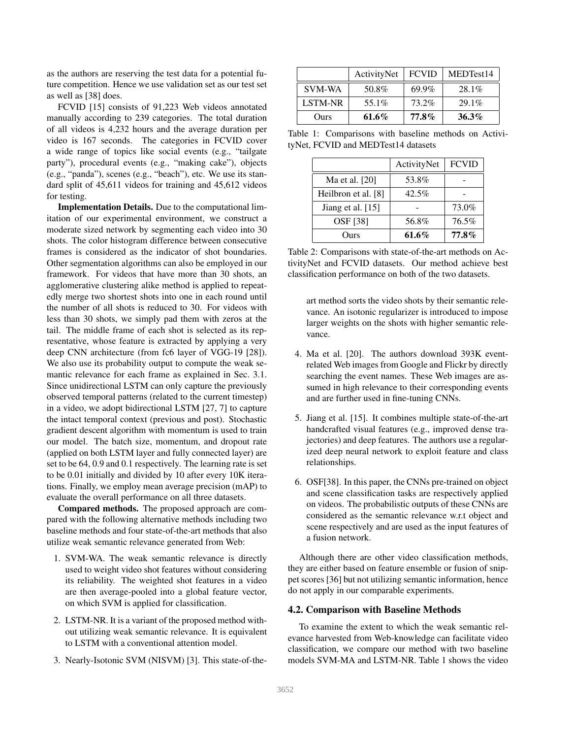as the authors are reserving the test data for a potential future competition. Hence we use validation set as our test set as well as [38] does.

FCVID [15] consists of 91,223 Web videos annotated manually according to 239 categories. The total duration of all videos is 4,232 hours and the average duration per video is 167 seconds. The categories in FCVID cover a wide range of topics like social events (e.g., "tailgate party"), procedural events (e.g., "making cake"), objects (e.g., "panda"), scenes (e.g., "beach"), etc. We use its standard split of 45,611 videos for training and 45,612 videos for testing.

**Implementation Details.** Due to the computational limitation of our experimental environment, we construct a moderate sized network by segmenting each video into 30 shots. The color histogram difference between consecutive frames is considered as the indicator of shot boundaries. Other segmentation algorithms can also be employed in our framework. For videos that have more than 30 shots, an agglomerative clustering alike method is applied to repeatedly merge two shortest shots into one in each round until the number of all shots is reduced to 30. For videos with less than 30 shots, we simply pad them with zeros at the tail. The middle frame of each shot is selected as its representative, whose feature is extracted by applying a very deep CNN architecture (from fc6 layer of VGG-19 [28]). We also use its probability output to compute the weak semantic relevance for each frame as explained in Sec. 3.1. Since unidirectional LSTM can only capture the previously observed temporal patterns (related to the current timestep) in a video, we adopt bidirectional LSTM [27, 7] to capture the intact temporal context (previous and post). Stochastic gradient descent algorithm with momentum is used to train our model. The batch size, momentum, and dropout rate (applied on both LSTM layer and fully connected layer) are set to be 64, 0.9 and 0.1 respectively. The learning rate is set to be 0.01 initially and divided by 10 after every 10K iterations. Finally, we employ mean average precision (mAP) to evaluate the overall performance on all three datasets.

**Compared methods.** The proposed approach are compared with the following alternative methods including two baseline methods and four state-of-the-art methods that also utilize weak semantic relevance generated from Web:

1. SVM-WA. The weak semantic relevance is directly used to weight video shot features without considering its reliability. The weighted shot features in a video are then average-pooled into a global feature vector, on which SVM is applied for classification.
2. LSTM-NR. It is a variant of the proposed method without utilizing weak semantic relevance. It is equivalent to LSTM with a conventional attention model.
3. Nearly-Isotonic SVM (NISVM) [3]. This state-of-the-art method sorts the video shots by their semantic relevance. An isotonic regularizer is introduced to impose larger weights on the shots with higher semantic relevance.
4. Ma et al. [20]. The authors download 393K event-related Web images from Google and Flickr by directly searching the event names. These Web images are assumed in high relevance to their corresponding events and are further used in fine-tuning CNNs.
5. Jiang et al. [15]. It combines multiple state-of-the-art handcrafted visual features (e.g., improved dense trajectories) and deep features. The authors use a regularized deep neural network to exploit feature and class relationships.
6. OSF[38]. In this paper, the CNNs pre-trained on object and scene classification tasks are respectively applied on videos. The probabilistic outputs of these CNNs are considered as the semantic relevance w.r.t object and scene respectively and are used as the input features of a fusion network.

| | ActivityNet | FCVID | MEDTest14 |
|---|---|---|---|
| SVM-WA | 50.8% | 69.9% | 28.1% |
| LSTM-NR | 55.1% | 73.2% | 29.1% |
| Ours | **61.6%** | **77.8%** | **36.3%** |

Table 1: Comparisons with baseline methods on ActivityNet, FCVID and MEDTest14 datasets

| | ActivityNet | FCVID |
|---|---|---|
| Ma et al. [20] | 53.8% | - |
| Heilbron et al. [8] | 42.5% | - |
| Jiang et al. [15] | - | 73.0% |
| OSF [38] | 56.8% | 76.5% |
| Ours | **61.6%** | **77.8%** |

Table 2: Comparisons with state-of-the-art methods on ActivityNet and FCVID datasets. Our method achieve best classification performance on both of the two datasets.

Although there are other video classification methods, they are either based on feature ensemble or fusion of snippet scores [36] but not utilizing semantic information, hence do not apply in our comparable experiments.

## 4.2. Comparison with Baseline Methods

To examine the extent to which the weak semantic relevance harvested from Web-knowledge can facilitate video classification, we compare our method with two baseline models SVM-MA and LSTM-NR. Table 1 shows the video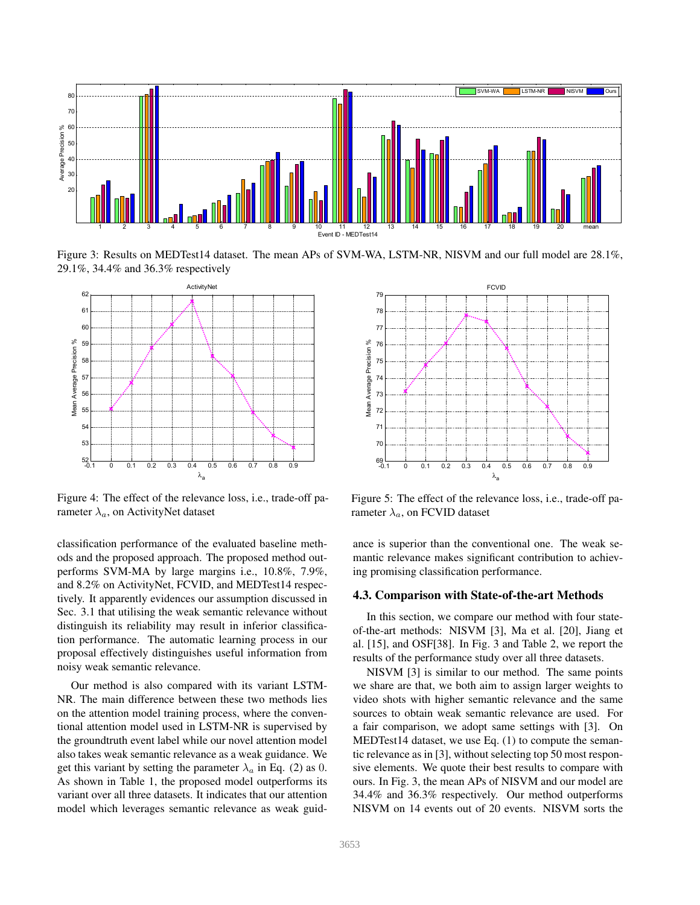Average Precision %

80
70
60
50
40
30
20

1 2 3 4 5 6 7 8 9 10 11 12 13 14 15 16 17 18 19 20 mean

Event ID - MEDTest14

SVM-WA LSTM-NR NISVM Ours

Figure 3: Results on MEDTest14 dataset. The mean APs of SVM-WA, LSTM-NR, NISVM and our full model are 28.1%, 29.1%, 34.4% and 36.3% respectively

ActivityNet

Mean Average Precision %

62
61
60
59
58
57
56
55
54
53
52

-0.1 0 0.1 0.2 0.3 0.4 0.5 0.6 0.7 0.8 0.9

$\lambda_a$

Figure 4: The effect of the relevance loss, i.e., trade-off parameter $\lambda_a$, on ActivityNet dataset

FCVID

Mean Average Precision %

79
78
77
76
75
74
73
72
71
70
69

-0.1 0 0.1 0.2 0.3 0.4 0.5 0.6 0.7 0.8 0.9

$\lambda_a$

Figure 5: The effect of the relevance loss, i.e., trade-off parameter $\lambda_a$, on FCVID dataset

classification performance of the evaluated baseline methods and the proposed approach. The proposed method outperforms SVM-MA by large margins i.e., 10.8%, 7.9%, and 8.2% on ActivityNet, FCVID, and MEDTest14 respectively. It apparently evidences our assumption discussed in Sec. 3.1 that utilising the weak semantic relevance without distinguish its reliability may result in inferior classification performance. The automatic learning process in our proposal effectively distinguishes useful information from noisy weak semantic relevance.

Our method is also compared with its variant LSTM-NR. The main difference between these two methods lies on the attention model training process, where the conventional attention model used in LSTM-NR is supervised by the groundtruth event label while our novel attention model also takes weak semantic relevance as a weak guidance. We get this variant by setting the parameter $\lambda_a$ in Eq. (2) as 0. As shown in Table 1, the proposed model outperforms its variant over all three datasets. It indicates that our attention model which leverages semantic relevance as weak guidance is superior than the conventional one. The weak semantic relevance makes significant contribution to achieving promising classification performance.

### 4.3. Comparison with State-of-the-art Methods

In this section, we compare our method with four state-of-the-art methods: NISVM [3], Ma et al. [20], Jiang et al. [15], and OSF[38]. In Fig. 3 and Table 2, we report the results of the performance study over all three datasets.

NISVM [3] is similar to our method. The same points we share are that, we both aim to assign larger weights to video shots with higher semantic relevance and the same sources to obtain weak semantic relevance are used. For a fair comparison, we adopt same settings with [3]. On MEDTest14 dataset, we use Eq. (1) to compute the semantic relevance as in [3], without selecting top 50 most responsive elements. We quote their best results to compare with ours. In Fig. 3, the mean APs of NISVM and our model are 34.4% and 36.3% respectively. Our method outperforms NISVM on 14 events out of 20 events. NISVM sorts the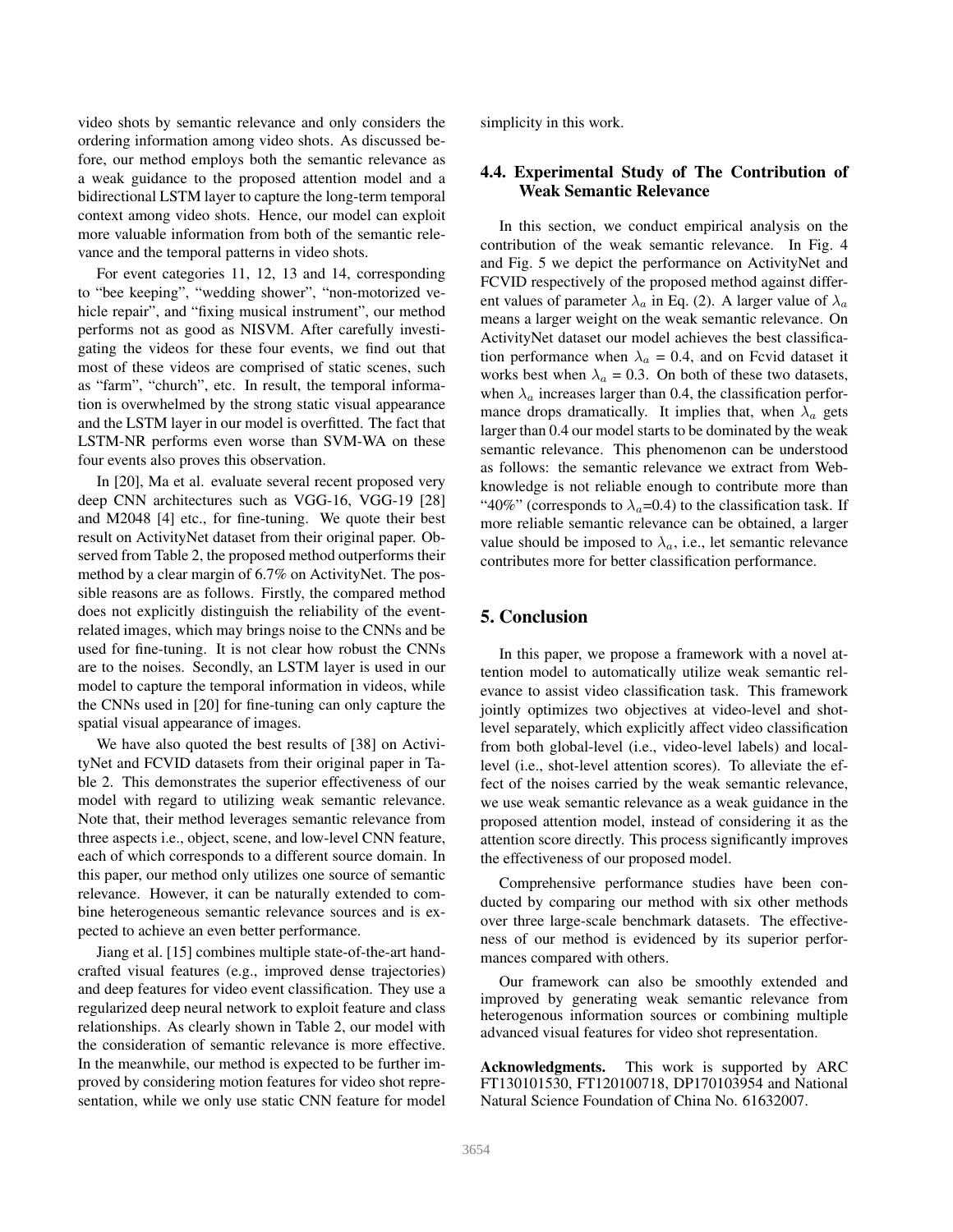video shots by semantic relevance and only considers the ordering information among video shots. As discussed before, our method employs both the semantic relevance as a weak guidance to the proposed attention model and a bidirectional LSTM layer to capture the long-term temporal context among video shots. Hence, our model can exploit more valuable information from both of the semantic relevance and the temporal patterns in video shots.

For event categories 11, 12, 13 and 14, corresponding to "bee keeping", "wedding shower", "non-motorized vehicle repair", and "fixing musical instrument", our method performs not as good as NISVM. After carefully investigating the videos for these four events, we find out that most of these videos are comprised of static scenes, such as "farm", "church", etc. In result, the temporal information is overwhelmed by the strong static visual appearance and the LSTM layer in our model is overfitted. The fact that LSTM-NR performs even worse than SVM-WA on these four events also proves this observation.

In [20], Ma et al. evaluate several recent proposed very deep CNN architectures such as VGG-16, VGG-19 [28] and M2048 [4] etc., for fine-tuning. We quote their best result on ActivityNet dataset from their original paper. Observed from Table 2, the proposed method outperforms their method by a clear margin of 6.7% on ActivityNet. The possible reasons are as follows. Firstly, the compared method does not explicitly distinguish the reliability of the event-related images, which may brings noise to the CNNs and be used for fine-tuning. It is not clear how robust the CNNs are to the noises. Secondly, an LSTM layer is used in our model to capture the temporal information in videos, while the CNNs used in [20] for fine-tuning can only capture the spatial visual appearance of images.

We have also quoted the best results of [38] on ActivityNet and FCVID datasets from their original paper in Table 2. This demonstrates the superior effectiveness of our model with regard to utilizing weak semantic relevance. Note that, their method leverages semantic relevance from three aspects i.e., object, scene, and low-level CNN feature, each of which corresponds to a different source domain. In this paper, our method only utilizes one source of semantic relevance. However, it can be naturally extended to combine heterogeneous semantic relevance sources and is expected to achieve an even better performance.

Jiang et al. [15] combines multiple state-of-the-art handcrafted visual features (e.g., improved dense trajectories) and deep features for video event classification. They use a regularized deep neural network to exploit feature and class relationships. As clearly shown in Table 2, our model with the consideration of semantic relevance is more effective. In the meanwhile, our method is expected to be further improved by considering motion features for video shot representation, while we only use static CNN feature for model simplicity in this work.

### 4.4. Experimental Study of The Contribution of Weak Semantic Relevance

In this section, we conduct empirical analysis on the contribution of the weak semantic relevance. In Fig. 4 and Fig. 5 we depict the performance on ActivityNet and FCVID respectively of the proposed method against different values of parameter $\lambda_a$ in Eq. (2). A larger value of $\lambda_a$ means a larger weight on the weak semantic relevance. On ActivityNet dataset our model achieves the best classification performance when $\lambda_a$ = 0.4, and on Fcvid dataset it works best when $\lambda_a$ = 0.3. On both of these two datasets, when $\lambda_a$ increases larger than 0.4, the classification performance drops dramatically. It implies that, when $\lambda_a$ gets larger than 0.4 our model starts to be dominated by the weak semantic relevance. This phenomenon can be understood as follows: the semantic relevance we extract from Web-knowledge is not reliable enough to contribute more than "40%" (corresponds to $\lambda_a$=0.4) to the classification task. If more reliable semantic relevance can be obtained, a larger value should be imposed to $\lambda_a$, i.e., let semantic relevance contributes more for better classification performance.

## 5. Conclusion

In this paper, we propose a framework with a novel attention model to automatically utilize weak semantic relevance to assist video classification task. This framework jointly optimizes two objectives at video-level and shot-level separately, which explicitly affect video classification from both global-level (i.e., video-level labels) and local-level (i.e., shot-level attention scores). To alleviate the effect of the noises carried by the weak semantic relevance, we use weak semantic relevance as a weak guidance in the proposed attention model, instead of considering it as the attention score directly. This process significantly improves the effectiveness of our proposed model.

Comprehensive performance studies have been conducted by comparing our method with six other methods over three large-scale benchmark datasets. The effectiveness of our method is evidenced by its superior performances compared with others.

Our framework can also be smoothly extended and improved by generating weak semantic relevance from heterogenous information sources or combining multiple advanced visual features for video shot representation.

**Acknowledgments.** This work is supported by ARC FT130101530, FT120100718, DP170103954 and National Natural Science Foundation of China No. 61632007.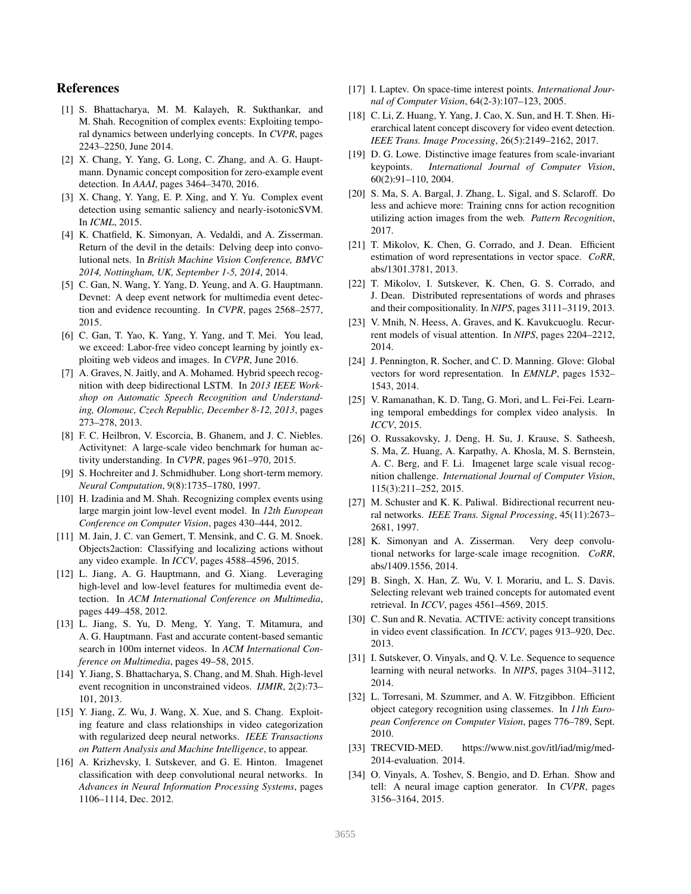# References

[1] S. Bhattacharya, M. M. Kalayeh, R. Sukthankar, and M. Shah. Recognition of complex events: Exploiting temporal dynamics between underlying concepts. In *CVPR*, pages 2243–2250, June 2014.

[2] X. Chang, Y. Yang, G. Long, C. Zhang, and A. G. Hauptmann. Dynamic concept composition for zero-example event detection. In *AAAI*, pages 3464–3470, 2016.

[3] X. Chang, Y. Yang, E. P. Xing, and Y. Yu. Complex event detection using semantic saliency and nearly-isotonicSVM. In *ICML*, 2015.

[4] K. Chatfield, K. Simonyan, A. Vedaldi, and A. Zisserman. Return of the devil in the details: Delving deep into convolutional nets. In *British Machine Vision Conference, BMVC 2014, Nottingham, UK, September 1-5, 2014*, 2014.

[5] C. Gan, N. Wang, Y. Yang, D. Yeung, and A. G. Hauptmann. Devnet: A deep event network for multimedia event detection and evidence recounting. In *CVPR*, pages 2568–2577, 2015.

[6] C. Gan, T. Yao, K. Yang, Y. Yang, and T. Mei. You lead, we exceed: Labor-free video concept learning by jointly exploiting web videos and images. In *CVPR*, June 2016.

[7] A. Graves, N. Jaitly, and A. Mohamed. Hybrid speech recognition with deep bidirectional LSTM. In *2013 IEEE Workshop on Automatic Speech Recognition and Understanding, Olomouc, Czech Republic, December 8-12, 2013*, pages 273–278, 2013.

[8] F. C. Heilbron, V. Escorcia, B. Ghanem, and J. C. Niebles. Activitynet: A large-scale video benchmark for human activity understanding. In *CVPR*, pages 961–970, 2015.

[9] S. Hochreiter and J. Schmidhuber. Long short-term memory. *Neural Computation*, 9(8):1735–1780, 1997.

[10] H. Izadinia and M. Shah. Recognizing complex events using large margin joint low-level event model. In *12th European Conference on Computer Vision*, pages 430–444, 2012.

[11] M. Jain, J. C. van Gemert, T. Mensink, and C. G. M. Snoek. Objects2action: Classifying and localizing actions without any video example. In *ICCV*, pages 4588–4596, 2015.

[12] L. Jiang, A. G. Hauptmann, and G. Xiang. Leveraging high-level and low-level features for multimedia event detection. In *ACM International Conference on Multimedia*, pages 449–458, 2012.

[13] L. Jiang, S. Yu, D. Meng, Y. Yang, T. Mitamura, and A. G. Hauptmann. Fast and accurate content-based semantic search in 100m internet videos. In *ACM International Conference on Multimedia*, pages 49–58, 2015.

[14] Y. Jiang, S. Bhattacharya, S. Chang, and M. Shah. High-level event recognition in unconstrained videos. *IJMIR*, 2(2):73–101, 2013.

[15] Y. Jiang, Z. Wu, J. Wang, X. Xue, and S. Chang. Exploiting feature and class relationships in video categorization with regularized deep neural networks. *IEEE Transactions on Pattern Analysis and Machine Intelligence*, to appear.

[16] A. Krizhevsky, I. Sutskever, and G. E. Hinton. Imagenet classification with deep convolutional neural networks. In *Advances in Neural Information Processing Systems*, pages 1106–1114, Dec. 2012.

[17] I. Laptev. On space-time interest points. *International Journal of Computer Vision*, 64(2-3):107–123, 2005.

[18] C. Li, Z. Huang, Y. Yang, J. Cao, X. Sun, and H. T. Shen. Hierarchical latent concept discovery for video event detection. *IEEE Trans. Image Processing*, 26(5):2149–2162, 2017.

[19] D. G. Lowe. Distinctive image features from scale-invariant keypoints. *International Journal of Computer Vision*, 60(2):91–110, 2004.

[20] S. Ma, S. A. Bargal, J. Zhang, L. Sigal, and S. Sclaroff. Do less and achieve more: Training cnns for action recognition utilizing action images from the web. *Pattern Recognition*, 2017.

[21] T. Mikolov, K. Chen, G. Corrado, and J. Dean. Efficient estimation of word representations in vector space. *CoRR*, abs/1301.3781, 2013.

[22] T. Mikolov, I. Sutskever, K. Chen, G. S. Corrado, and J. Dean. Distributed representations of words and phrases and their compositionality. In *NIPS*, pages 3111–3119, 2013.

[23] V. Mnih, N. Heess, A. Graves, and K. Kavukcuoglu. Recurrent models of visual attention. In *NIPS*, pages 2204–2212, 2014.

[24] J. Pennington, R. Socher, and C. D. Manning. Glove: Global vectors for word representation. In *EMNLP*, pages 1532–1543, 2014.

[25] V. Ramanathan, K. D. Tang, G. Mori, and L. Fei-Fei. Learning temporal embeddings for complex video analysis. In *ICCV*, 2015.

[26] O. Russakovsky, J. Deng, H. Su, J. Krause, S. Satheesh, S. Ma, Z. Huang, A. Karpathy, A. Khosla, M. S. Bernstein, A. C. Berg, and F. Li. Imagenet large scale visual recognition challenge. *International Journal of Computer Vision*, 115(3):211–252, 2015.

[27] M. Schuster and K. K. Paliwal. Bidirectional recurrent neural networks. *IEEE Trans. Signal Processing*, 45(11):2673–2681, 1997.

[28] K. Simonyan and A. Zisserman. Very deep convolutional networks for large-scale image recognition. *CoRR*, abs/1409.1556, 2014.

[29] B. Singh, X. Han, Z. Wu, V. I. Morariu, and L. S. Davis. Selecting relevant web trained concepts for automated event retrieval. In *ICCV*, pages 4561–4569, 2015.

[30] C. Sun and R. Nevatia. ACTIVE: activity concept transitions in video event classification. In *ICCV*, pages 913–920, Dec. 2013.

[31] I. Sutskever, O. Vinyals, and Q. V. Le. Sequence to sequence learning with neural networks. In *NIPS*, pages 3104–3112, 2014.

[32] L. Torresani, M. Szummer, and A. W. Fitzgibbon. Efficient object category recognition using classemes. In *11th European Conference on Computer Vision*, pages 776–789, Sept. 2010.

[33] TRECVID-MED. https://www.nist.gov/itl/iad/mig/med-2014-evaluation. 2014.

[34] O. Vinyals, A. Toshev, S. Bengio, and D. Erhan. Show and tell: A neural image caption generator. In *CVPR*, pages 3156–3164, 2015.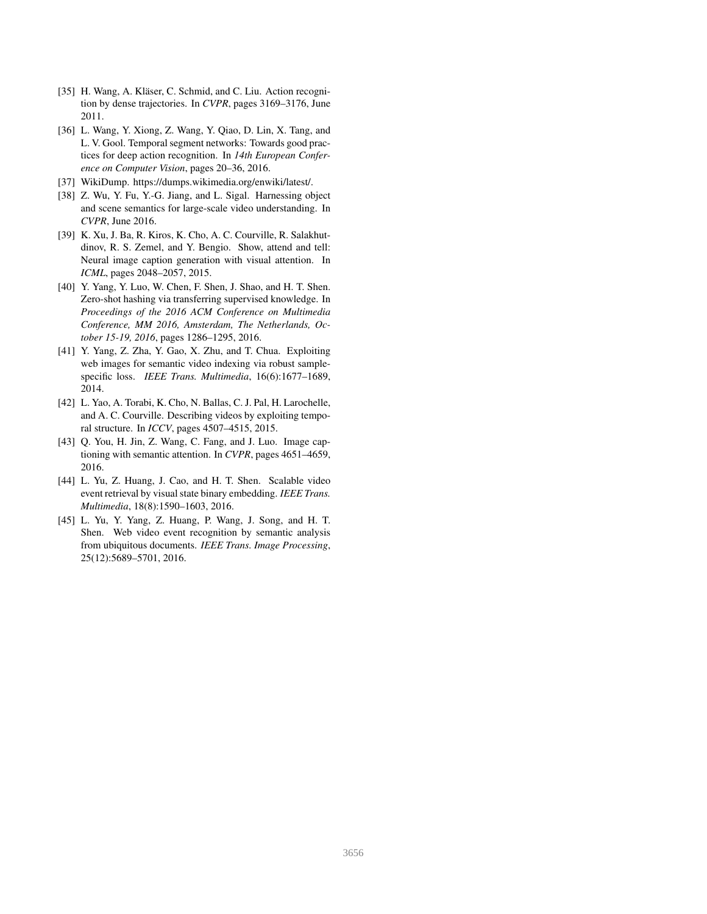[35] H. Wang, A. Kläser, C. Schmid, and C. Liu. Action recognition by dense trajectories. In *CVPR*, pages 3169–3176, June 2011.

[36] L. Wang, Y. Xiong, Z. Wang, Y. Qiao, D. Lin, X. Tang, and L. V. Gool. Temporal segment networks: Towards good practices for deep action recognition. In *14th European Conference on Computer Vision*, pages 20–36, 2016.

[37] WikiDump. https://dumps.wikimedia.org/enwiki/latest/.

[38] Z. Wu, Y. Fu, Y.-G. Jiang, and L. Sigal. Harnessing object and scene semantics for large-scale video understanding. In *CVPR*, June 2016.

[39] K. Xu, J. Ba, R. Kiros, K. Cho, A. C. Courville, R. Salakhutdinov, R. S. Zemel, and Y. Bengio. Show, attend and tell: Neural image caption generation with visual attention. In *ICML*, pages 2048–2057, 2015.

[40] Y. Yang, Y. Luo, W. Chen, F. Shen, J. Shao, and H. T. Shen. Zero-shot hashing via transferring supervised knowledge. In *Proceedings of the 2016 ACM Conference on Multimedia Conference, MM 2016, Amsterdam, The Netherlands, October 15-19, 2016*, pages 1286–1295, 2016.

[41] Y. Yang, Z. Zha, Y. Gao, X. Zhu, and T. Chua. Exploiting web images for semantic video indexing via robust sample-specific loss. *IEEE Trans. Multimedia*, 16(6):1677–1689, 2014.

[42] L. Yao, A. Torabi, K. Cho, N. Ballas, C. J. Pal, H. Larochelle, and A. C. Courville. Describing videos by exploiting temporal structure. In *ICCV*, pages 4507–4515, 2015.

[43] Q. You, H. Jin, Z. Wang, C. Fang, and J. Luo. Image captioning with semantic attention. In *CVPR*, pages 4651–4659, 2016.

[44] L. Yu, Z. Huang, J. Cao, and H. T. Shen. Scalable video event retrieval by visual state binary embedding. *IEEE Trans. Multimedia*, 18(8):1590–1603, 2016.

[45] L. Yu, Y. Yang, Z. Huang, P. Wang, J. Song, and H. T. Shen. Web video event recognition by semantic analysis from ubiquitous documents. *IEEE Trans. Image Processing*, 25(12):5689–5701, 2016.